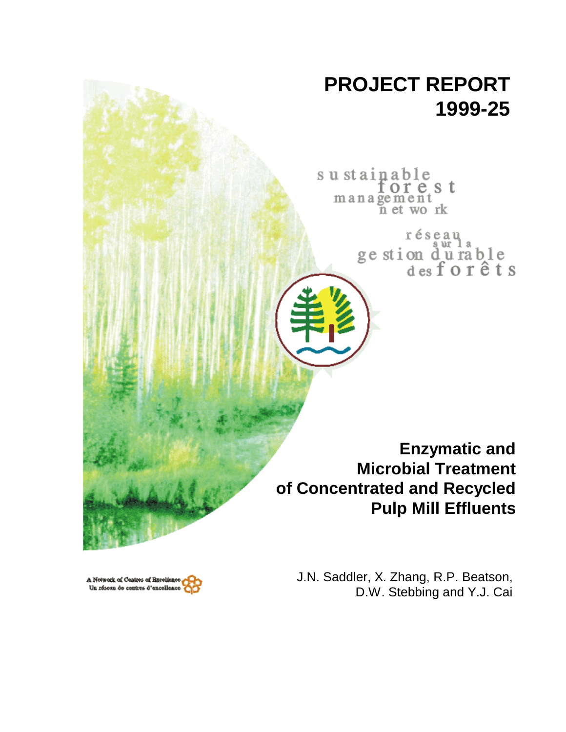# PROJECT REPORT 1999-25

sustainable forest management network

réseau sur la gestion durable des forêts

## Enzymatic and Microbial Treatment of Concentrated and Recycled Pulp Mill Effluents

J.N. Saddler, X. Zhang, R.P. Beatson, D.W. Stebbing and Y.J. Cai

A Network of Centres of Excellence
Un réseau de centres d'excellence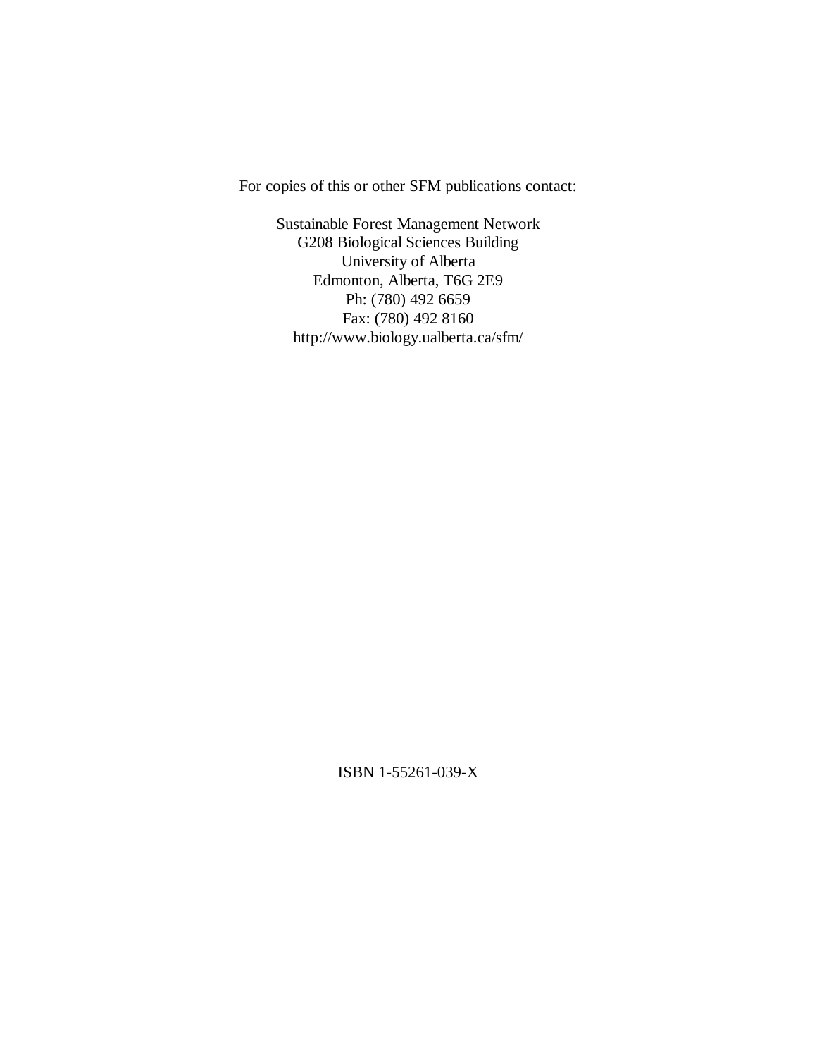For copies of this or other SFM publications contact:

Sustainable Forest Management Network
G208 Biological Sciences Building
University of Alberta
Edmonton, Alberta, T6G 2E9
Ph: (780) 492 6659
Fax: (780) 492 8160
http://www.biology.ualberta.ca/sfm/

ISBN 1-55261-039-X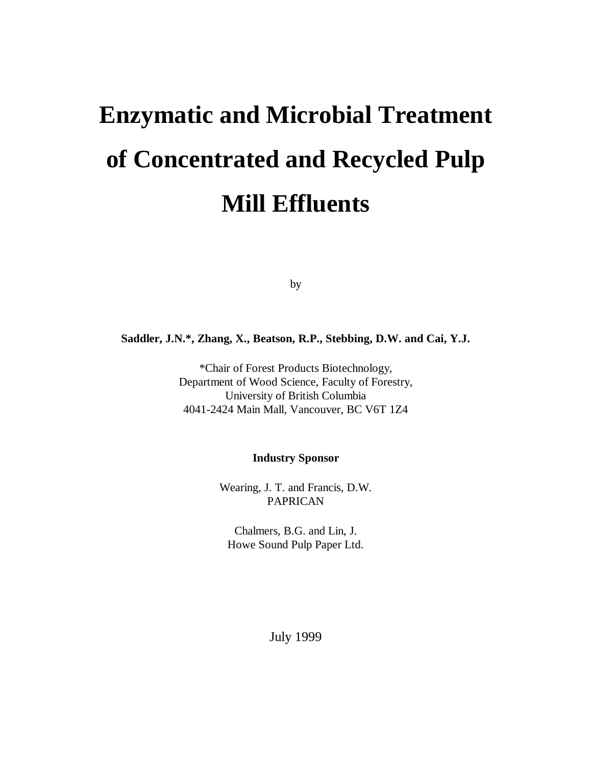# Enzymatic and Microbial Treatment of Concentrated and Recycled Pulp Mill Effluents

by

**Saddler, J.N.*, Zhang, X., Beatson, R.P., Stebbing, D.W. and Cai, Y.J.**

*Chair of Forest Products Biotechnology,
Department of Wood Science, Faculty of Forestry,
University of British Columbia
4041-2424 Main Mall, Vancouver, BC V6T 1Z4

**Industry Sponsor**

Wearing, J. T. and Francis, D.W.
PAPRICAN

Chalmers, B.G. and Lin, J.
Howe Sound Pulp Paper Ltd.

July 1999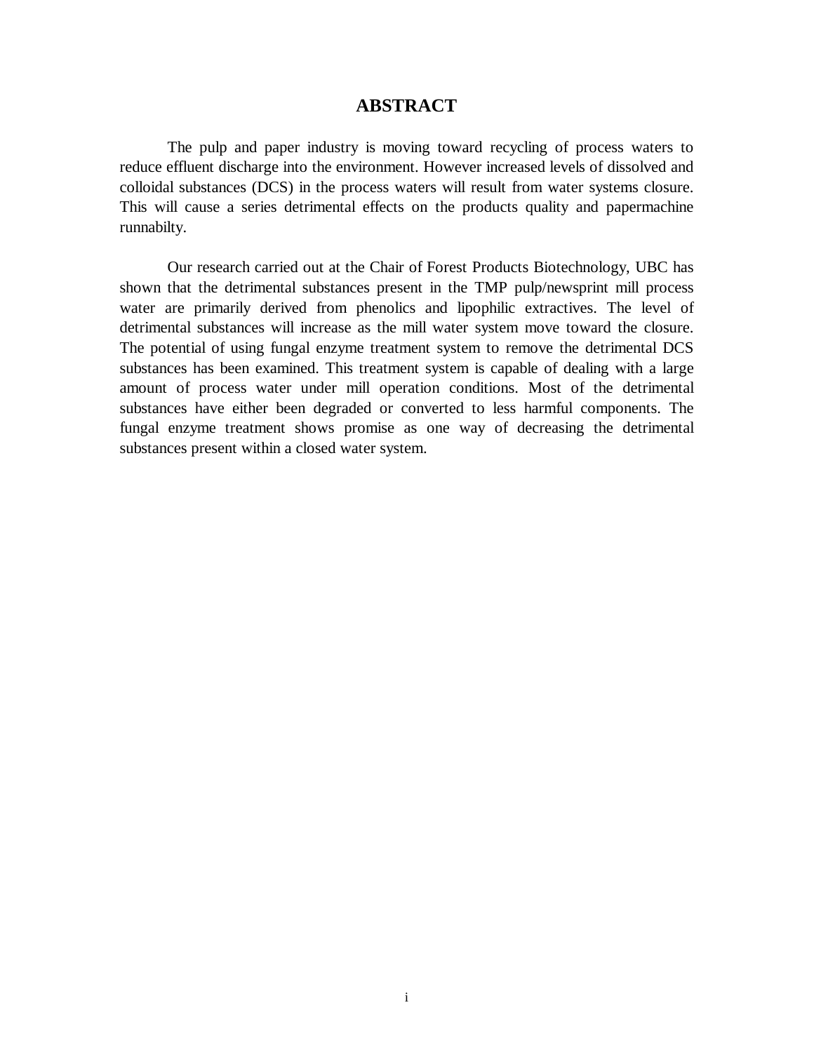# ABSTRACT

The pulp and paper industry is moving toward recycling of process waters to reduce effluent discharge into the environment. However increased levels of dissolved and colloidal substances (DCS) in the process waters will result from water systems closure. This will cause a series detrimental effects on the products quality and papermachine runnabilty.

Our research carried out at the Chair of Forest Products Biotechnology, UBC has shown that the detrimental substances present in the TMP pulp/newsprint mill process water are primarily derived from phenolics and lipophilic extractives. The level of detrimental substances will increase as the mill water system move toward the closure. The potential of using fungal enzyme treatment system to remove the detrimental DCS substances has been examined. This treatment system is capable of dealing with a large amount of process water under mill operation conditions. Most of the detrimental substances have either been degraded or converted to less harmful components. The fungal enzyme treatment shows promise as one way of decreasing the detrimental substances present within a closed water system.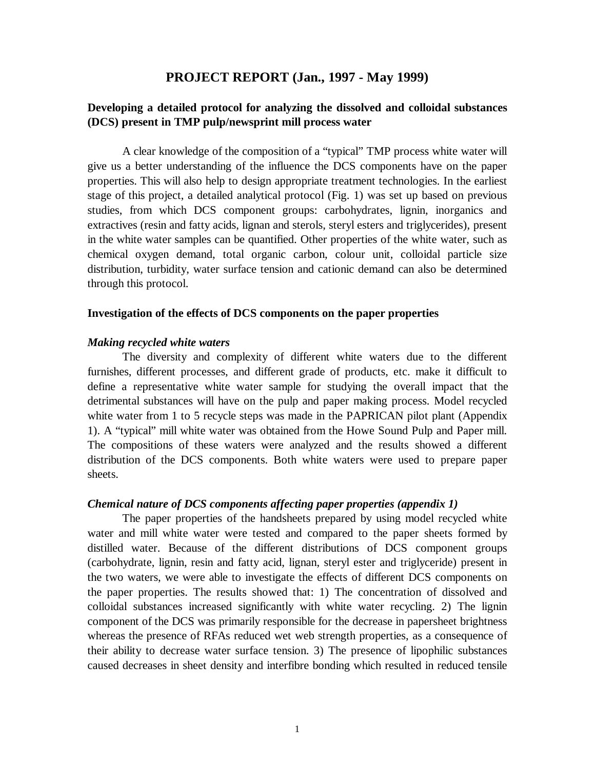# PROJECT REPORT (Jan., 1997 - May 1999)

## Developing a detailed protocol for analyzing the dissolved and colloidal substances (DCS) present in TMP pulp/newsprint mill process water

A clear knowledge of the composition of a "typical" TMP process white water will give us a better understanding of the influence the DCS components have on the paper properties. This will also help to design appropriate treatment technologies. In the earliest stage of this project, a detailed analytical protocol (Fig. 1) was set up based on previous studies, from which DCS component groups: carbohydrates, lignin, inorganics and extractives (resin and fatty acids, lignan and sterols, steryl esters and triglycerides), present in the white water samples can be quantified. Other properties of the white water, such as chemical oxygen demand, total organic carbon, colour unit, colloidal particle size distribution, turbidity, water surface tension and cationic demand can also be determined through this protocol.

## Investigation of the effects of DCS components on the paper properties

### *Making recycled white waters*

The diversity and complexity of different white waters due to the different furnishes, different processes, and different grade of products, etc. make it difficult to define a representative white water sample for studying the overall impact that the detrimental substances will have on the pulp and paper making process. Model recycled white water from 1 to 5 recycle steps was made in the PAPRICAN pilot plant (Appendix 1). A "typical" mill white water was obtained from the Howe Sound Pulp and Paper mill. The compositions of these waters were analyzed and the results showed a different distribution of the DCS components. Both white waters were used to prepare paper sheets.

### *Chemical nature of DCS components affecting paper properties (appendix 1)*

The paper properties of the handsheets prepared by using model recycled white water and mill white water were tested and compared to the paper sheets formed by distilled water. Because of the different distributions of DCS component groups (carbohydrate, lignin, resin and fatty acid, lignan, steryl ester and triglyceride) present in the two waters, we were able to investigate the effects of different DCS components on the paper properties. The results showed that: 1) The concentration of dissolved and colloidal substances increased significantly with white water recycling. 2) The lignin component of the DCS was primarily responsible for the decrease in papersheet brightness whereas the presence of RFAs reduced wet web strength properties, as a consequence of their ability to decrease water surface tension. 3) The presence of lipophilic substances caused decreases in sheet density and interfibre bonding which resulted in reduced tensile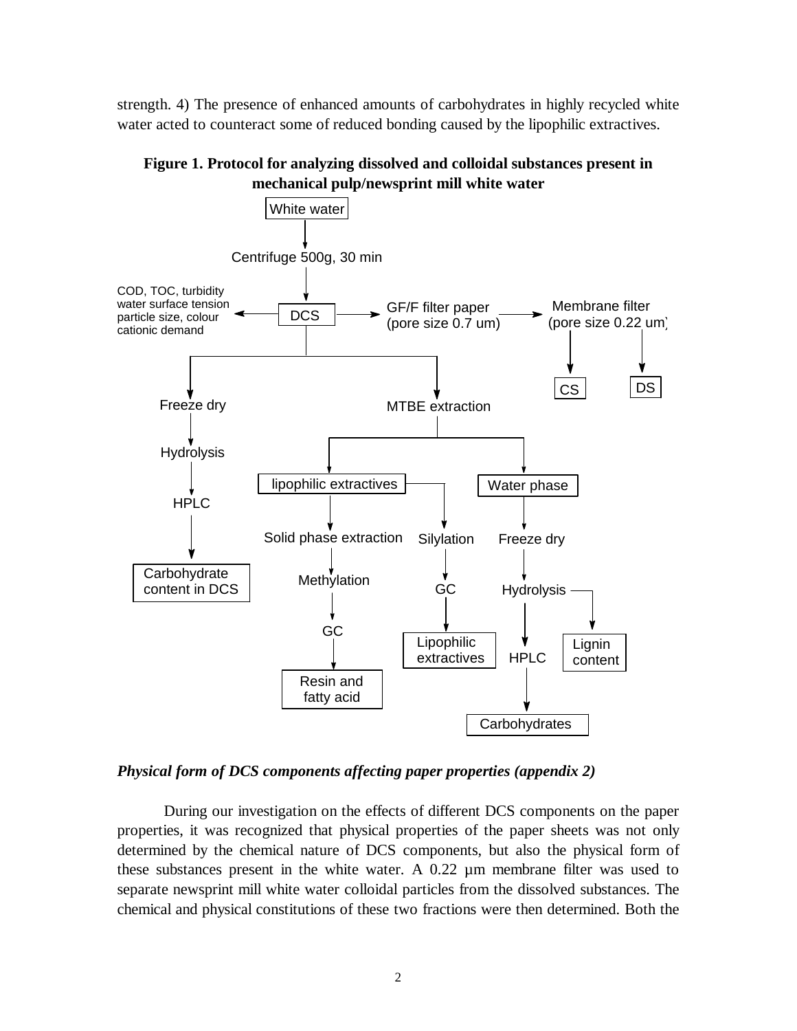strength. 4) The presence of enhanced amounts of carbohydrates in highly recycled white water acted to counteract some of reduced bonding caused by the lipophilic extractives.

**Figure 1. Protocol for analyzing dissolved and colloidal substances present in mechanical pulp/newsprint mill white water**

White water → Centrifuge 500g, 30 min → DCS

DCS → COD, TOC, turbidity, water surface tension, particle size, colour, cationic demand

DCS → GF/F filter paper (pore size 0.7 um) → Membrane filter (pore size 0.22 um) → CS / DS

DCS → Freeze dry → Hydrolysis → HPLC → Carbohydrate content in DCS

DCS → MTBE extraction → lipophilic extractives / Water phase

lipophilic extractives → Solid phase extraction → Methylation → GC → Resin and fatty acid

lipophilic extractives → Silylation → GC → Lipophilic extractives

Water phase → Freeze dry → Hydrolysis → HPLC → Carbohydrates

Hydrolysis → Lignin content

*Physical form of DCS components affecting paper properties (appendix 2)*

During our investigation on the effects of different DCS components on the paper properties, it was recognized that physical properties of the paper sheets was not only determined by the chemical nature of DCS components, but also the physical form of these substances present in the white water. A 0.22 µm membrane filter was used to separate newsprint mill white water colloidal particles from the dissolved substances. The chemical and physical constitutions of these two fractions were then determined. Both the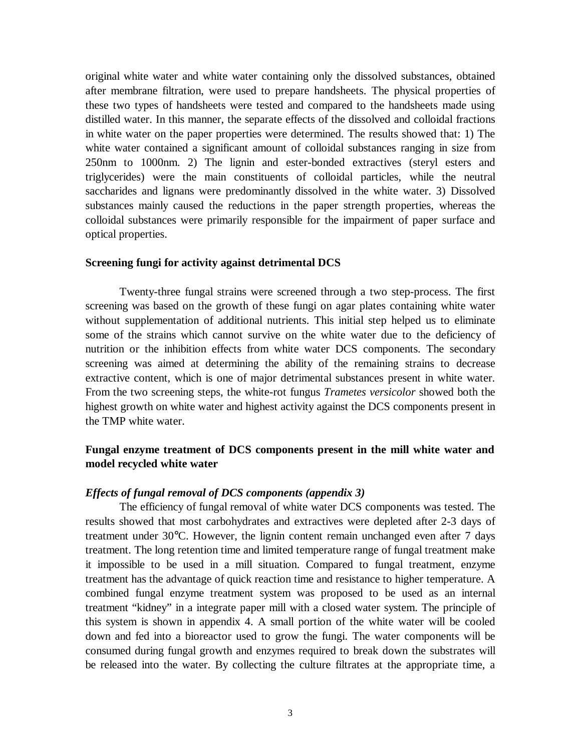original white water and white water containing only the dissolved substances, obtained after membrane filtration, were used to prepare handsheets. The physical properties of these two types of handsheets were tested and compared to the handsheets made using distilled water. In this manner, the separate effects of the dissolved and colloidal fractions in white water on the paper properties were determined. The results showed that: 1) The white water contained a significant amount of colloidal substances ranging in size from 250nm to 1000nm. 2) The lignin and ester-bonded extractives (steryl esters and triglycerides) were the main constituents of colloidal particles, while the neutral saccharides and lignans were predominantly dissolved in the white water. 3) Dissolved substances mainly caused the reductions in the paper strength properties, whereas the colloidal substances were primarily responsible for the impairment of paper surface and optical properties.

### Screening fungi for activity against detrimental DCS

Twenty-three fungal strains were screened through a two step-process. The first screening was based on the growth of these fungi on agar plates containing white water without supplementation of additional nutrients. This initial step helped us to eliminate some of the strains which cannot survive on the white water due to the deficiency of nutrition or the inhibition effects from white water DCS components. The secondary screening was aimed at determining the ability of the remaining strains to decrease extractive content, which is one of major detrimental substances present in white water. From the two screening steps, the white-rot fungus *Trametes versicolor* showed both the highest growth on white water and highest activity against the DCS components present in the TMP white water.

### Fungal enzyme treatment of DCS components present in the mill white water and model recycled white water

#### *Effects of fungal removal of DCS components (appendix 3)*

The efficiency of fungal removal of white water DCS components was tested. The results showed that most carbohydrates and extractives were depleted after 2-3 days of treatment under 30°C. However, the lignin content remain unchanged even after 7 days treatment. The long retention time and limited temperature range of fungal treatment make it impossible to be used in a mill situation. Compared to fungal treatment, enzyme treatment has the advantage of quick reaction time and resistance to higher temperature. A combined fungal enzyme treatment system was proposed to be used as an internal treatment "kidney" in a integrate paper mill with a closed water system. The principle of this system is shown in appendix 4. A small portion of the white water will be cooled down and fed into a bioreactor used to grow the fungi. The water components will be consumed during fungal growth and enzymes required to break down the substrates will be released into the water. By collecting the culture filtrates at the appropriate time, a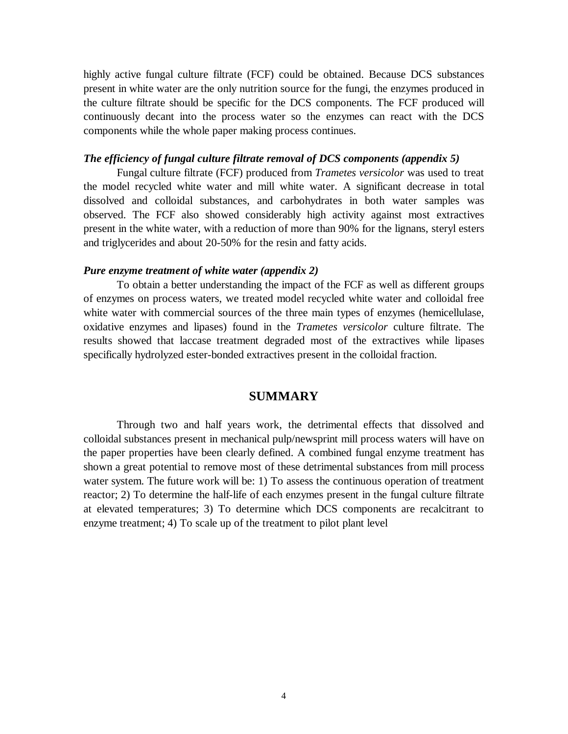highly active fungal culture filtrate (FCF) could be obtained. Because DCS substances present in white water are the only nutrition source for the fungi, the enzymes produced in the culture filtrate should be specific for the DCS components. The FCF produced will continuously decant into the process water so the enzymes can react with the DCS components while the whole paper making process continues.

***The efficiency of fungal culture filtrate removal of DCS components (appendix 5)***

Fungal culture filtrate (FCF) produced from *Trametes versicolor* was used to treat the model recycled white water and mill white water. A significant decrease in total dissolved and colloidal substances, and carbohydrates in both water samples was observed. The FCF also showed considerably high activity against most extractives present in the white water, with a reduction of more than 90% for the lignans, steryl esters and triglycerides and about 20-50% for the resin and fatty acids.

***Pure enzyme treatment of white water (appendix 2)***

To obtain a better understanding the impact of the FCF as well as different groups of enzymes on process waters, we treated model recycled white water and colloidal free white water with commercial sources of the three main types of enzymes (hemicellulase, oxidative enzymes and lipases) found in the *Trametes versicolor* culture filtrate. The results showed that laccase treatment degraded most of the extractives while lipases specifically hydrolyzed ester-bonded extractives present in the colloidal fraction.

## SUMMARY

Through two and half years work, the detrimental effects that dissolved and colloidal substances present in mechanical pulp/newsprint mill process waters will have on the paper properties have been clearly defined. A combined fungal enzyme treatment has shown a great potential to remove most of these detrimental substances from mill process water system. The future work will be: 1) To assess the continuous operation of treatment reactor; 2) To determine the half-life of each enzymes present in the fungal culture filtrate at elevated temperatures; 3) To determine which DCS components are recalcitrant to enzyme treatment; 4) To scale up of the treatment to pilot plant level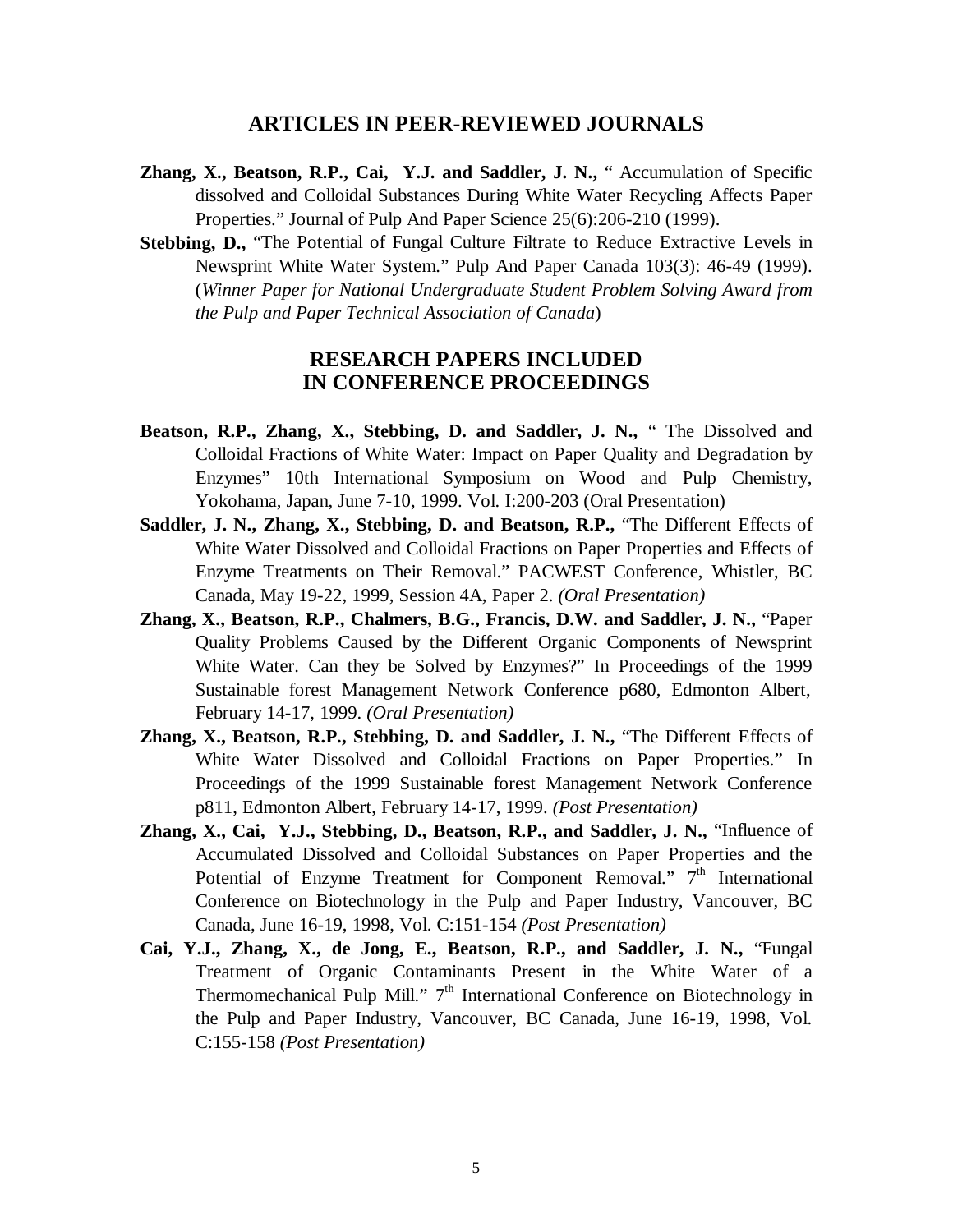## ARTICLES IN PEER-REVIEWED JOURNALS

**Zhang, X., Beatson, R.P., Cai, Y.J. and Saddler, J. N.,** " Accumulation of Specific dissolved and Colloidal Substances During White Water Recycling Affects Paper Properties." Journal of Pulp And Paper Science 25(6):206-210 (1999).

**Stebbing, D.,** "The Potential of Fungal Culture Filtrate to Reduce Extractive Levels in Newsprint White Water System." Pulp And Paper Canada 103(3): 46-49 (1999). (*Winner Paper for National Undergraduate Student Problem Solving Award from the Pulp and Paper Technical Association of Canada*)

## RESEARCH PAPERS INCLUDED IN CONFERENCE PROCEEDINGS

**Beatson, R.P., Zhang, X., Stebbing, D. and Saddler, J. N.,** " The Dissolved and Colloidal Fractions of White Water: Impact on Paper Quality and Degradation by Enzymes" 10th International Symposium on Wood and Pulp Chemistry, Yokohama, Japan, June 7-10, 1999. Vol. I:200-203 (Oral Presentation)

**Saddler, J. N., Zhang, X., Stebbing, D. and Beatson, R.P.,** "The Different Effects of White Water Dissolved and Colloidal Fractions on Paper Properties and Effects of Enzyme Treatments on Their Removal." PACWEST Conference, Whistler, BC Canada, May 19-22, 1999, Session 4A, Paper 2. *(Oral Presentation)*

**Zhang, X., Beatson, R.P., Chalmers, B.G., Francis, D.W. and Saddler, J. N.,** "Paper Quality Problems Caused by the Different Organic Components of Newsprint White Water. Can they be Solved by Enzymes?" In Proceedings of the 1999 Sustainable forest Management Network Conference p680, Edmonton Albert, February 14-17, 1999. *(Oral Presentation)*

**Zhang, X., Beatson, R.P., Stebbing, D. and Saddler, J. N.,** "The Different Effects of White Water Dissolved and Colloidal Fractions on Paper Properties." In Proceedings of the 1999 Sustainable forest Management Network Conference p811, Edmonton Albert, February 14-17, 1999. *(Post Presentation)*

**Zhang, X., Cai, Y.J., Stebbing, D., Beatson, R.P., and Saddler, J. N.,** "Influence of Accumulated Dissolved and Colloidal Substances on Paper Properties and the Potential of Enzyme Treatment for Component Removal." 7th International Conference on Biotechnology in the Pulp and Paper Industry, Vancouver, BC Canada, June 16-19, 1998, Vol. C:151-154 *(Post Presentation)*

**Cai, Y.J., Zhang, X., de Jong, E., Beatson, R.P., and Saddler, J. N.,** "Fungal Treatment of Organic Contaminants Present in the White Water of a Thermomechanical Pulp Mill." 7th International Conference on Biotechnology in the Pulp and Paper Industry, Vancouver, BC Canada, June 16-19, 1998, Vol. C:155-158 *(Post Presentation)*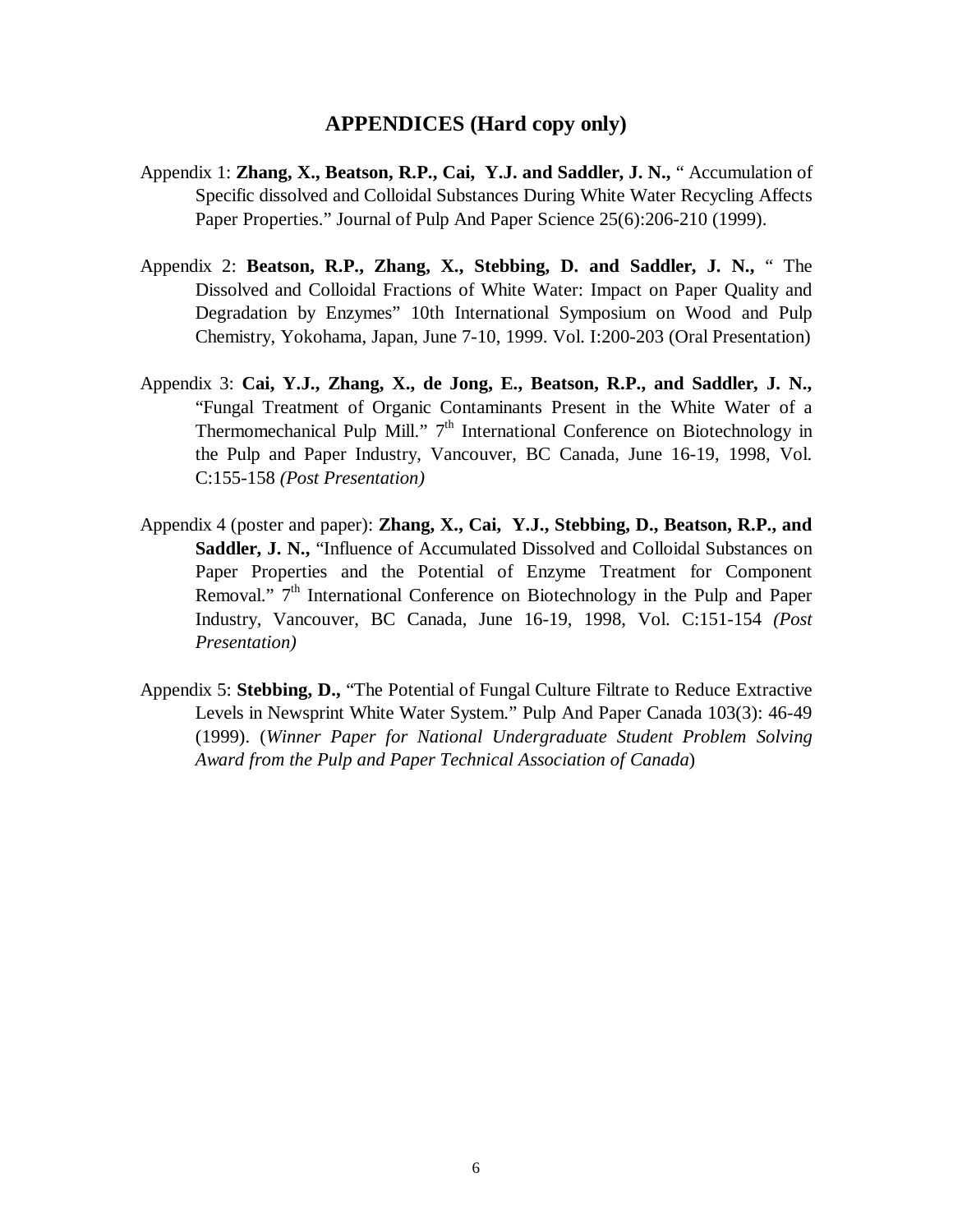## APPENDICES (Hard copy only)

Appendix 1: **Zhang, X., Beatson, R.P., Cai, Y.J. and Saddler, J. N.,** " Accumulation of Specific dissolved and Colloidal Substances During White Water Recycling Affects Paper Properties." Journal of Pulp And Paper Science 25(6):206-210 (1999).

Appendix 2: **Beatson, R.P., Zhang, X., Stebbing, D. and Saddler, J. N.,** " The Dissolved and Colloidal Fractions of White Water: Impact on Paper Quality and Degradation by Enzymes" 10th International Symposium on Wood and Pulp Chemistry, Yokohama, Japan, June 7-10, 1999. Vol. I:200-203 (Oral Presentation)

Appendix 3: **Cai, Y.J., Zhang, X., de Jong, E., Beatson, R.P., and Saddler, J. N.,** "Fungal Treatment of Organic Contaminants Present in the White Water of a Thermomechanical Pulp Mill." 7th International Conference on Biotechnology in the Pulp and Paper Industry, Vancouver, BC Canada, June 16-19, 1998, Vol. C:155-158 *(Post Presentation)*

Appendix 4 (poster and paper): **Zhang, X., Cai, Y.J., Stebbing, D., Beatson, R.P., and Saddler, J. N.,** "Influence of Accumulated Dissolved and Colloidal Substances on Paper Properties and the Potential of Enzyme Treatment for Component Removal." 7th International Conference on Biotechnology in the Pulp and Paper Industry, Vancouver, BC Canada, June 16-19, 1998, Vol. C:151-154 *(Post Presentation)*

Appendix 5: **Stebbing, D.,** "The Potential of Fungal Culture Filtrate to Reduce Extractive Levels in Newsprint White Water System." Pulp And Paper Canada 103(3): 46-49 (1999). (*Winner Paper for National Undergraduate Student Problem Solving Award from the Pulp and Paper Technical Association of Canada*)